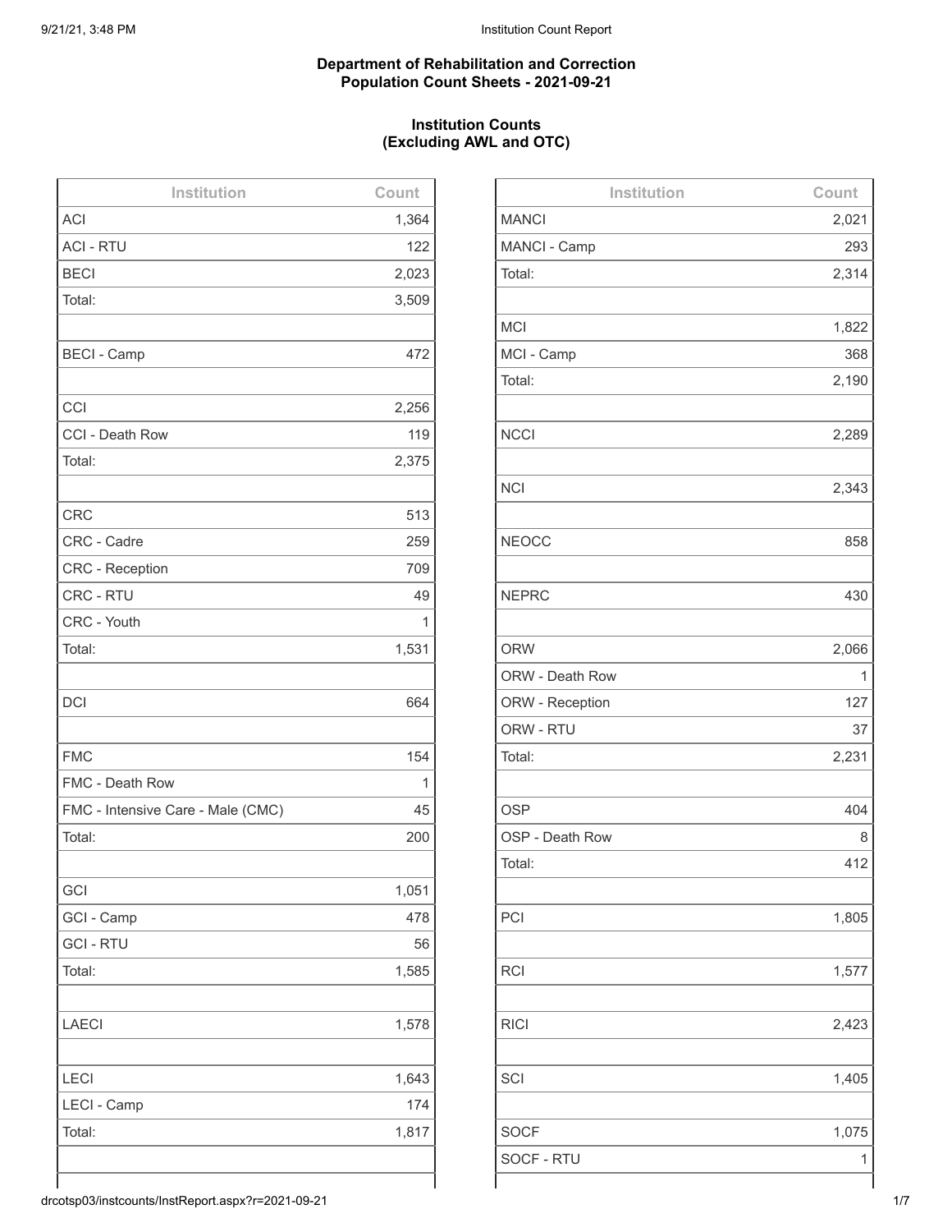## Department of Rehabilitation and Correction
## Population Count Sheets - 2021-09-21

### Institution Counts
### (Excluding AWL and OTC)

| Institution | Count |
| --- | --- |
| ACI | 1,364 |
| ACI - RTU | 122 |
| BECI | 2,023 |
| Total: | 3,509 |
| | |
| BECI - Camp | 472 |
| | |
| CCI | 2,256 |
| CCI - Death Row | 119 |
| Total: | 2,375 |
| | |
| CRC | 513 |
| CRC - Cadre | 259 |
| CRC - Reception | 709 |
| CRC - RTU | 49 |
| CRC - Youth | 1 |
| Total: | 1,531 |
| | |
| DCI | 664 |
| | |
| FMC | 154 |
| FMC - Death Row | 1 |
| FMC - Intensive Care - Male (CMC) | 45 |
| Total: | 200 |
| | |
| GCI | 1,051 |
| GCI - Camp | 478 |
| GCI - RTU | 56 |
| Total: | 1,585 |
| | |
| LAECI | 1,578 |
| | |
| LECI | 1,643 |
| LECI - Camp | 174 |
| Total: | 1,817 |
| | |

| Institution | Count |
| --- | --- |
| MANCI | 2,021 |
| MANCI - Camp | 293 |
| Total: | 2,314 |
| | |
| MCI | 1,822 |
| MCI - Camp | 368 |
| Total: | 2,190 |
| | |
| NCCI | 2,289 |
| | |
| NCI | 2,343 |
| | |
| NEOCC | 858 |
| | |
| NEPRC | 430 |
| | |
| ORW | 2,066 |
| ORW - Death Row | 1 |
| ORW - Reception | 127 |
| ORW - RTU | 37 |
| Total: | 2,231 |
| | |
| OSP | 404 |
| OSP - Death Row | 8 |
| Total: | 412 |
| | |
| PCI | 1,805 |
| | |
| RCI | 1,577 |
| | |
| RICI | 2,423 |
| | |
| SCI | 1,405 |
| | |
| SOCF | 1,075 |
| SOCF - RTU | 1 |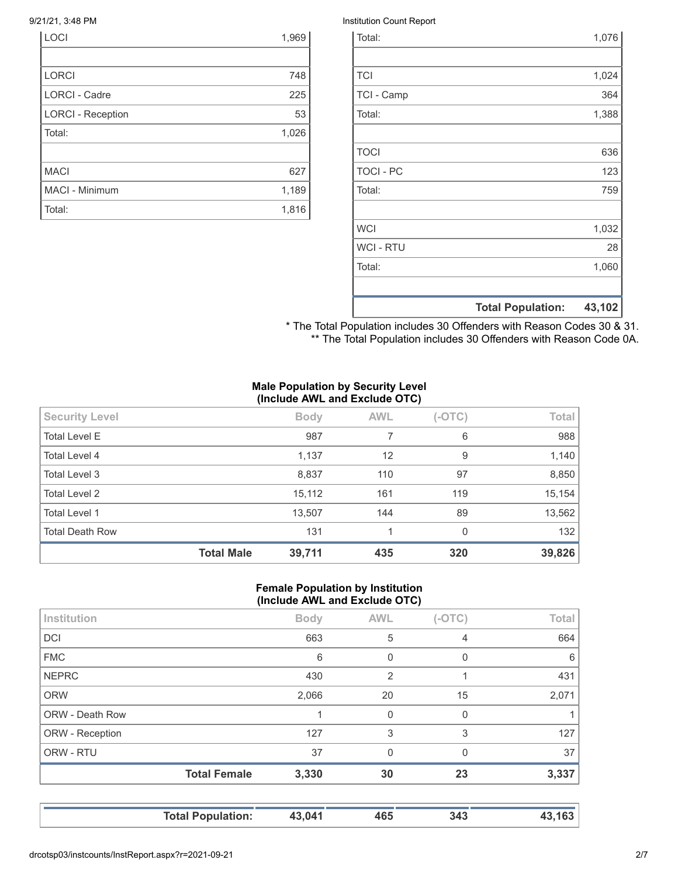| | |
|---|---|
| LOCI | 1,969 |
| | |
| LORCI | 748 |
| LORCI - Cadre | 225 |
| LORCI - Reception | 53 |
| Total: | 1,026 |
| | |
| MACI | 627 |
| MACI - Minimum | 1,189 |
| Total: | 1,816 |

| | |
|---|---|
| Total: | 1,076 |
| | |
| TCI | 1,024 |
| TCI - Camp | 364 |
| Total: | 1,388 |
| | |
| TOCI | 636 |
| TOCI - PC | 123 |
| Total: | 759 |
| | |
| WCI | 1,032 |
| WCI - RTU | 28 |
| Total: | 1,060 |
| | |
| **Total Population:** | **43,102** |

\* The Total Population includes 30 Offenders with Reason Codes 30 & 31.
\*\* The Total Population includes 30 Offenders with Reason Code 0A.

**Male Population by Security Level (Include AWL and Exclude OTC)**

| Security Level | Body | AWL | (-OTC) | Total |
|---|---|---|---|---|
| Total Level E | 987 | 7 | 6 | 988 |
| Total Level 4 | 1,137 | 12 | 9 | 1,140 |
| Total Level 3 | 8,837 | 110 | 97 | 8,850 |
| Total Level 2 | 15,112 | 161 | 119 | 15,154 |
| Total Level 1 | 13,507 | 144 | 89 | 13,562 |
| Total Death Row | 131 | 1 | 0 | 132 |
| **Total Male** | **39,711** | **435** | **320** | **39,826** |

**Female Population by Institution (Include AWL and Exclude OTC)**

| Institution | Body | AWL | (-OTC) | Total |
|---|---|---|---|---|
| DCI | 663 | 5 | 4 | 664 |
| FMC | 6 | 0 | 0 | 6 |
| NEPRC | 430 | 2 | 1 | 431 |
| ORW | 2,066 | 20 | 15 | 2,071 |
| ORW - Death Row | 1 | 0 | 0 | 1 |
| ORW - Reception | 127 | 3 | 3 | 127 |
| ORW - RTU | 37 | 0 | 0 | 37 |
| **Total Female** | **3,330** | **30** | **23** | **3,337** |

| | | | | |
|---|---|---|---|---|
| **Total Population:** | **43,041** | **465** | **343** | **43,163** |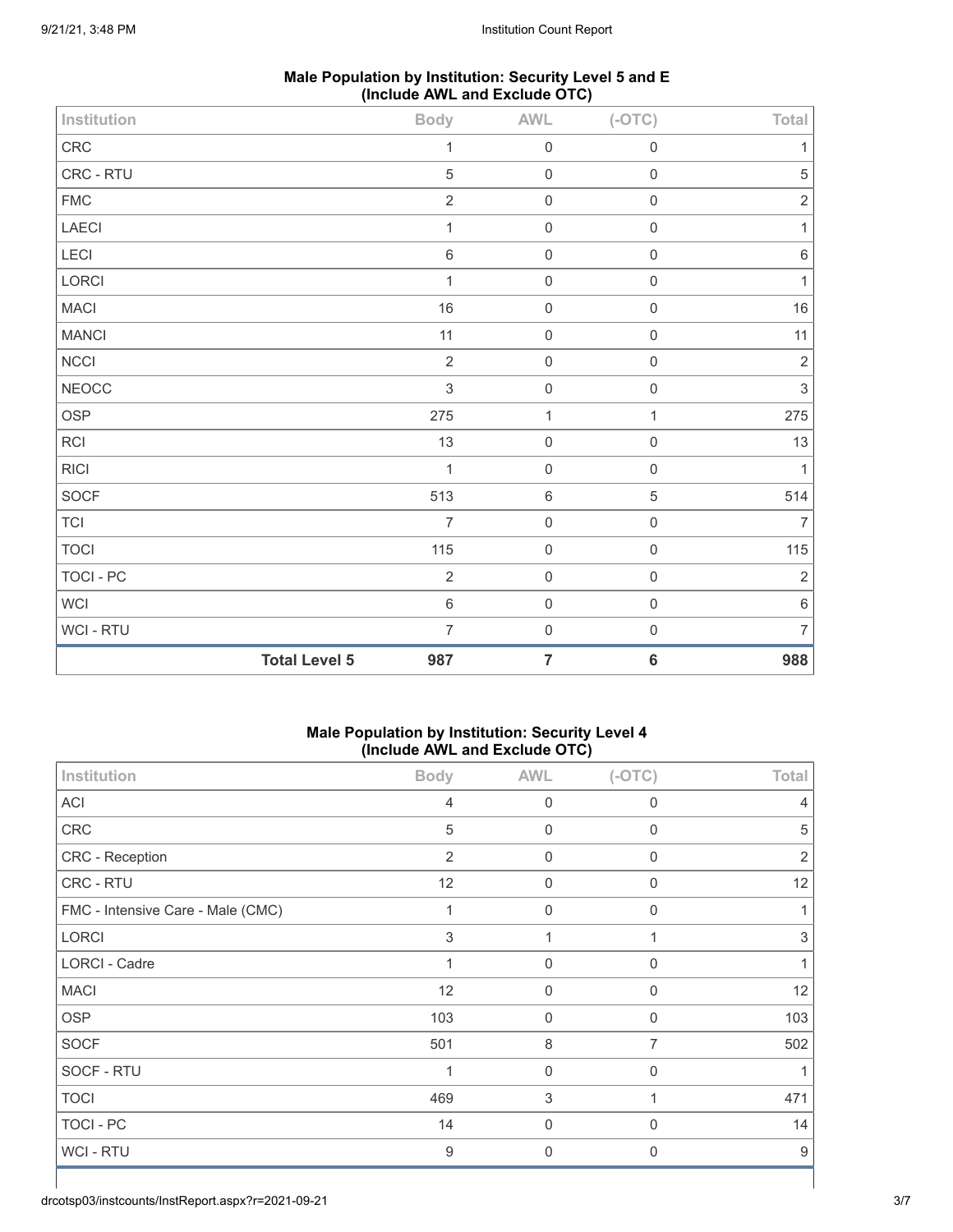### Male Population by Institution: Security Level 5 and E (Include AWL and Exclude OTC)

| Institution | Body | AWL | (-OTC) | Total |
|---|---|---|---|---|
| CRC | 1 | 0 | 0 | 1 |
| CRC - RTU | 5 | 0 | 0 | 5 |
| FMC | 2 | 0 | 0 | 2 |
| LAECI | 1 | 0 | 0 | 1 |
| LECI | 6 | 0 | 0 | 6 |
| LORCI | 1 | 0 | 0 | 1 |
| MACI | 16 | 0 | 0 | 16 |
| MANCI | 11 | 0 | 0 | 11 |
| NCCI | 2 | 0 | 0 | 2 |
| NEOCC | 3 | 0 | 0 | 3 |
| OSP | 275 | 1 | 1 | 275 |
| RCI | 13 | 0 | 0 | 13 |
| RICI | 1 | 0 | 0 | 1 |
| SOCF | 513 | 6 | 5 | 514 |
| TCI | 7 | 0 | 0 | 7 |
| TOCI | 115 | 0 | 0 | 115 |
| TOCI - PC | 2 | 0 | 0 | 2 |
| WCI | 6 | 0 | 0 | 6 |
| WCI - RTU | 7 | 0 | 0 | 7 |
| **Total Level 5** | **987** | **7** | **6** | **988** |

### Male Population by Institution: Security Level 4 (Include AWL and Exclude OTC)

| Institution | Body | AWL | (-OTC) | Total |
|---|---|---|---|---|
| ACI | 4 | 0 | 0 | 4 |
| CRC | 5 | 0 | 0 | 5 |
| CRC - Reception | 2 | 0 | 0 | 2 |
| CRC - RTU | 12 | 0 | 0 | 12 |
| FMC - Intensive Care - Male (CMC) | 1 | 0 | 0 | 1 |
| LORCI | 3 | 1 | 1 | 3 |
| LORCI - Cadre | 1 | 0 | 0 | 1 |
| MACI | 12 | 0 | 0 | 12 |
| OSP | 103 | 0 | 0 | 103 |
| SOCF | 501 | 8 | 7 | 502 |
| SOCF - RTU | 1 | 0 | 0 | 1 |
| TOCI | 469 | 3 | 1 | 471 |
| TOCI - PC | 14 | 0 | 0 | 14 |
| WCI - RTU | 9 | 0 | 0 | 9 |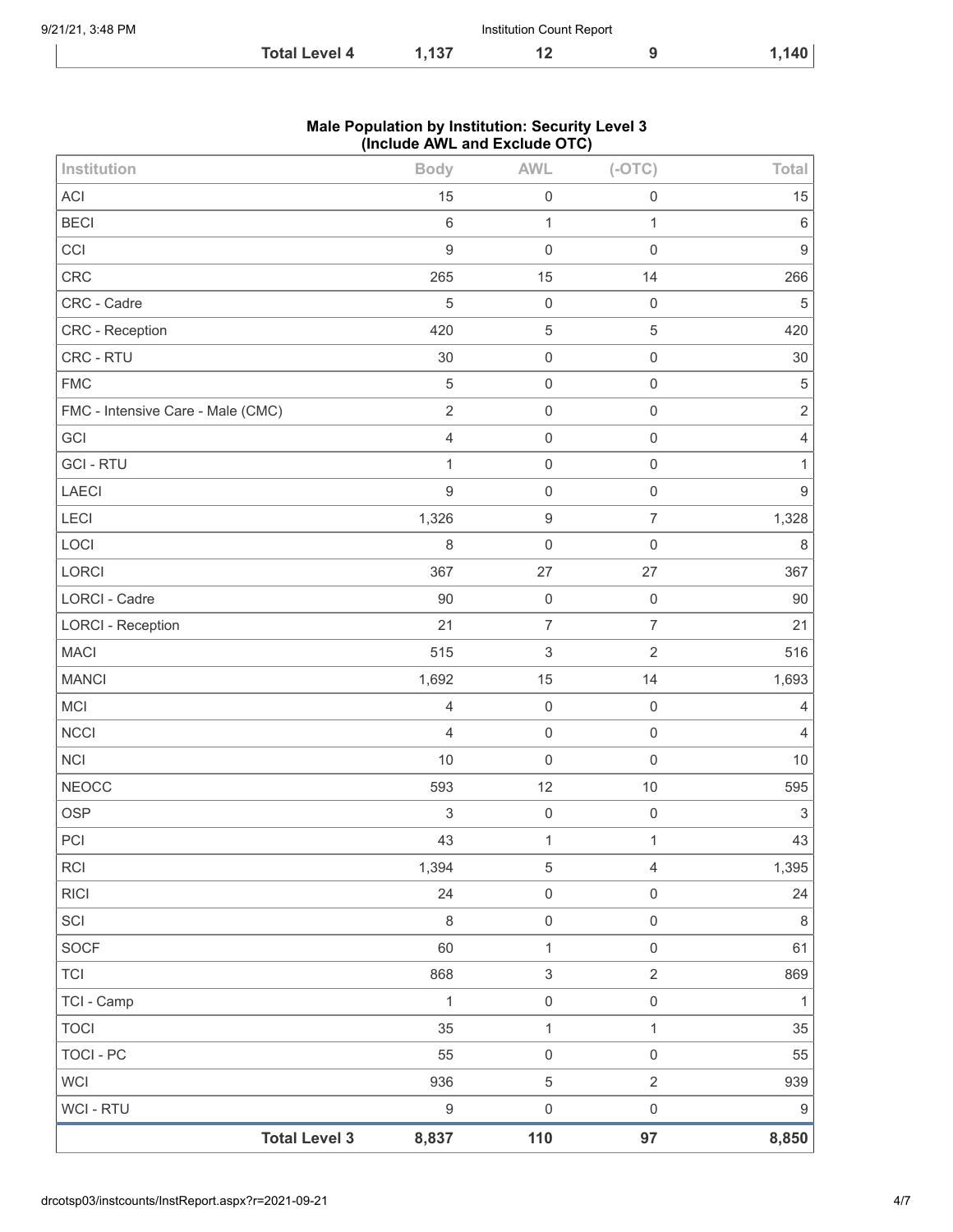| | Total Level 4 | 1,137 | 12 | 9 | 1,140 |
|---|---|---|---|---|---|

**Male Population by Institution: Security Level 3 (Include AWL and Exclude OTC)**

| Institution | Body | AWL | (-OTC) | Total |
|---|---|---|---|---|
| ACI | 15 | 0 | 0 | 15 |
| BECI | 6 | 1 | 1 | 6 |
| CCI | 9 | 0 | 0 | 9 |
| CRC | 265 | 15 | 14 | 266 |
| CRC - Cadre | 5 | 0 | 0 | 5 |
| CRC - Reception | 420 | 5 | 5 | 420 |
| CRC - RTU | 30 | 0 | 0 | 30 |
| FMC | 5 | 0 | 0 | 5 |
| FMC - Intensive Care - Male (CMC) | 2 | 0 | 0 | 2 |
| GCI | 4 | 0 | 0 | 4 |
| GCI - RTU | 1 | 0 | 0 | 1 |
| LAECI | 9 | 0 | 0 | 9 |
| LECI | 1,326 | 9 | 7 | 1,328 |
| LOCI | 8 | 0 | 0 | 8 |
| LORCI | 367 | 27 | 27 | 367 |
| LORCI - Cadre | 90 | 0 | 0 | 90 |
| LORCI - Reception | 21 | 7 | 7 | 21 |
| MACI | 515 | 3 | 2 | 516 |
| MANCI | 1,692 | 15 | 14 | 1,693 |
| MCI | 4 | 0 | 0 | 4 |
| NCCI | 4 | 0 | 0 | 4 |
| NCI | 10 | 0 | 0 | 10 |
| NEOCC | 593 | 12 | 10 | 595 |
| OSP | 3 | 0 | 0 | 3 |
| PCI | 43 | 1 | 1 | 43 |
| RCI | 1,394 | 5 | 4 | 1,395 |
| RICI | 24 | 0 | 0 | 24 |
| SCI | 8 | 0 | 0 | 8 |
| SOCF | 60 | 1 | 0 | 61 |
| TCI | 868 | 3 | 2 | 869 |
| TCI - Camp | 1 | 0 | 0 | 1 |
| TOCI | 35 | 1 | 1 | 35 |
| TOCI - PC | 55 | 0 | 0 | 55 |
| WCI | 936 | 5 | 2 | 939 |
| WCI - RTU | 9 | 0 | 0 | 9 |
| **Total Level 3** | **8,837** | **110** | **97** | **8,850** |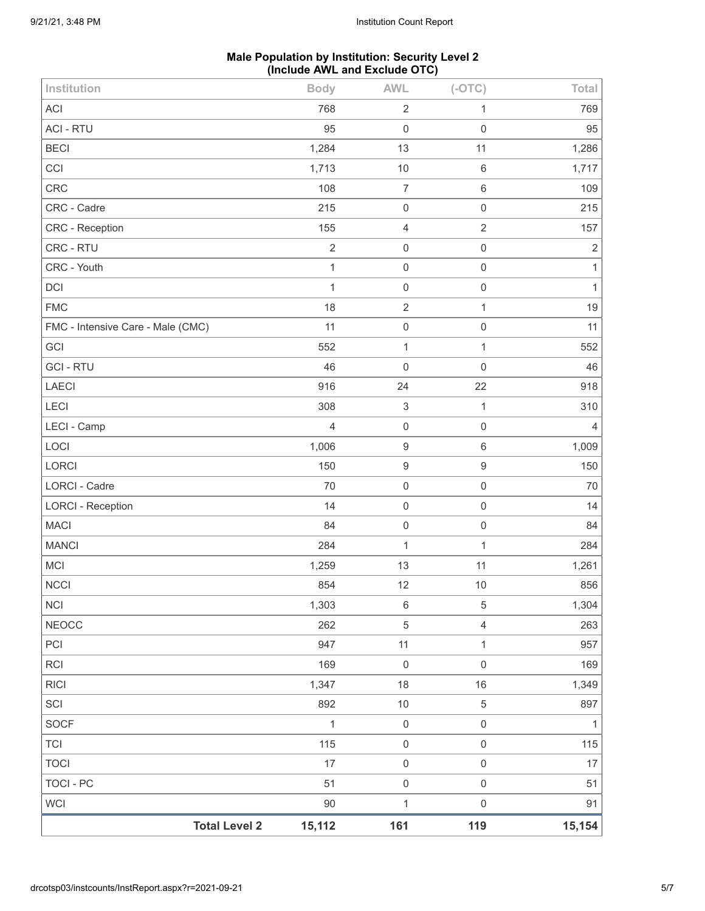## Male Population by Institution: Security Level 2
## (Include AWL and Exclude OTC)

| Institution | Body | AWL | (-OTC) | Total |
|---|---|---|---|---|
| ACI | 768 | 2 | 1 | 769 |
| ACI - RTU | 95 | 0 | 0 | 95 |
| BECI | 1,284 | 13 | 11 | 1,286 |
| CCI | 1,713 | 10 | 6 | 1,717 |
| CRC | 108 | 7 | 6 | 109 |
| CRC - Cadre | 215 | 0 | 0 | 215 |
| CRC - Reception | 155 | 4 | 2 | 157 |
| CRC - RTU | 2 | 0 | 0 | 2 |
| CRC - Youth | 1 | 0 | 0 | 1 |
| DCI | 1 | 0 | 0 | 1 |
| FMC | 18 | 2 | 1 | 19 |
| FMC - Intensive Care - Male (CMC) | 11 | 0 | 0 | 11 |
| GCI | 552 | 1 | 1 | 552 |
| GCI - RTU | 46 | 0 | 0 | 46 |
| LAECI | 916 | 24 | 22 | 918 |
| LECI | 308 | 3 | 1 | 310 |
| LECI - Camp | 4 | 0 | 0 | 4 |
| LOCI | 1,006 | 9 | 6 | 1,009 |
| LORCI | 150 | 9 | 9 | 150 |
| LORCI - Cadre | 70 | 0 | 0 | 70 |
| LORCI - Reception | 14 | 0 | 0 | 14 |
| MACI | 84 | 0 | 0 | 84 |
| MANCI | 284 | 1 | 1 | 284 |
| MCI | 1,259 | 13 | 11 | 1,261 |
| NCCI | 854 | 12 | 10 | 856 |
| NCI | 1,303 | 6 | 5 | 1,304 |
| NEOCC | 262 | 5 | 4 | 263 |
| PCI | 947 | 11 | 1 | 957 |
| RCI | 169 | 0 | 0 | 169 |
| RICI | 1,347 | 18 | 16 | 1,349 |
| SCI | 892 | 10 | 5 | 897 |
| SOCF | 1 | 0 | 0 | 1 |
| TCI | 115 | 0 | 0 | 115 |
| TOCI | 17 | 0 | 0 | 17 |
| TOCI - PC | 51 | 0 | 0 | 51 |
| WCI | 90 | 1 | 0 | 91 |
| **Total Level 2** | **15,112** | **161** | **119** | **15,154** |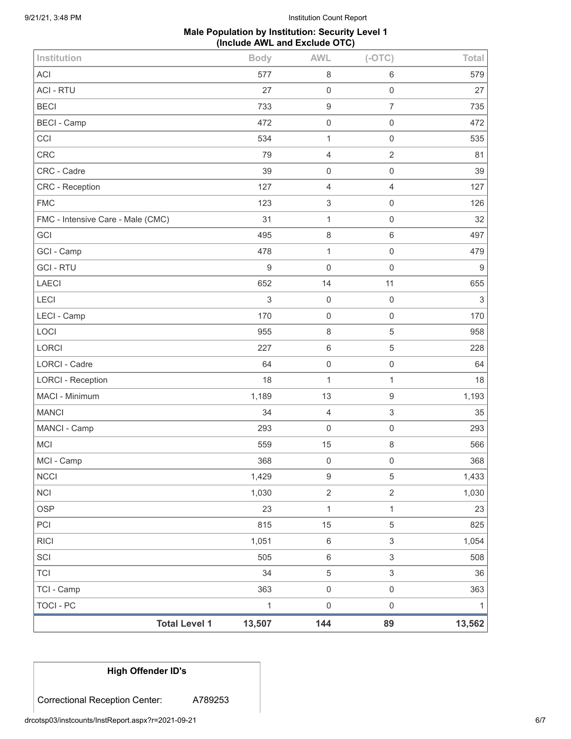**Male Population by Institution: Security Level 1 (Include AWL and Exclude OTC)**

| Institution | Body | AWL | (-OTC) | Total |
|---|---|---|---|---|
| ACI | 577 | 8 | 6 | 579 |
| ACI - RTU | 27 | 0 | 0 | 27 |
| BECI | 733 | 9 | 7 | 735 |
| BECI - Camp | 472 | 0 | 0 | 472 |
| CCI | 534 | 1 | 0 | 535 |
| CRC | 79 | 4 | 2 | 81 |
| CRC - Cadre | 39 | 0 | 0 | 39 |
| CRC - Reception | 127 | 4 | 4 | 127 |
| FMC | 123 | 3 | 0 | 126 |
| FMC - Intensive Care - Male (CMC) | 31 | 1 | 0 | 32 |
| GCI | 495 | 8 | 6 | 497 |
| GCI - Camp | 478 | 1 | 0 | 479 |
| GCI - RTU | 9 | 0 | 0 | 9 |
| LAECI | 652 | 14 | 11 | 655 |
| LECI | 3 | 0 | 0 | 3 |
| LECI - Camp | 170 | 0 | 0 | 170 |
| LOCI | 955 | 8 | 5 | 958 |
| LORCI | 227 | 6 | 5 | 228 |
| LORCI - Cadre | 64 | 0 | 0 | 64 |
| LORCI - Reception | 18 | 1 | 1 | 18 |
| MACI - Minimum | 1,189 | 13 | 9 | 1,193 |
| MANCI | 34 | 4 | 3 | 35 |
| MANCI - Camp | 293 | 0 | 0 | 293 |
| MCI | 559 | 15 | 8 | 566 |
| MCI - Camp | 368 | 0 | 0 | 368 |
| NCCI | 1,429 | 9 | 5 | 1,433 |
| NCI | 1,030 | 2 | 2 | 1,030 |
| OSP | 23 | 1 | 1 | 23 |
| PCI | 815 | 15 | 5 | 825 |
| RICI | 1,051 | 6 | 3 | 1,054 |
| SCI | 505 | 6 | 3 | 508 |
| TCI | 34 | 5 | 3 | 36 |
| TCI - Camp | 363 | 0 | 0 | 363 |
| TOCI - PC | 1 | 0 | 0 | 1 |
| **Total Level 1** | **13,507** | **144** | **89** | **13,562** |

| High Offender ID's | |
|---|---|
| Correctional Reception Center: | A789253 |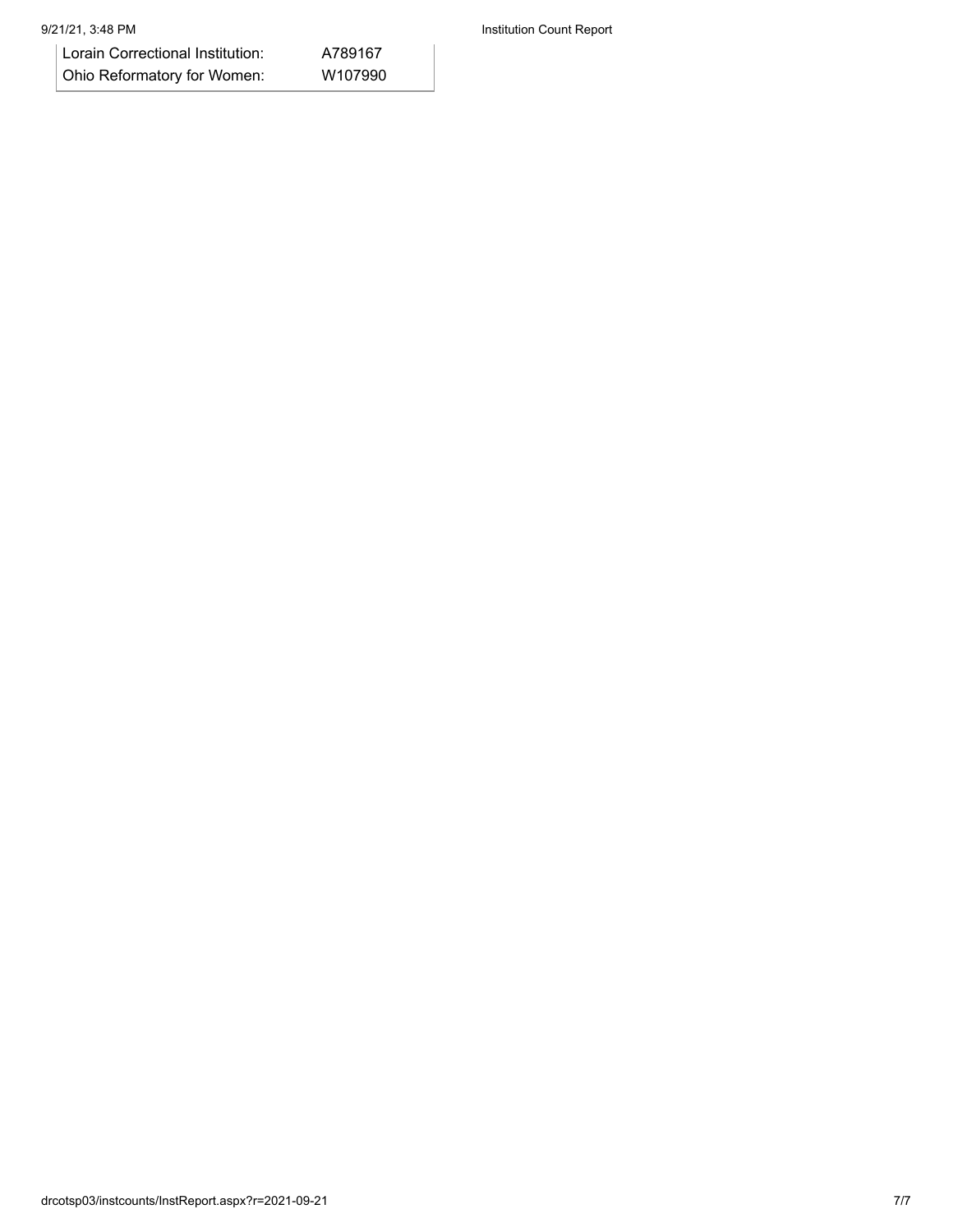| | |
|---|---|
| Lorain Correctional Institution: | A789167 |
| Ohio Reformatory for Women: | W107990 |